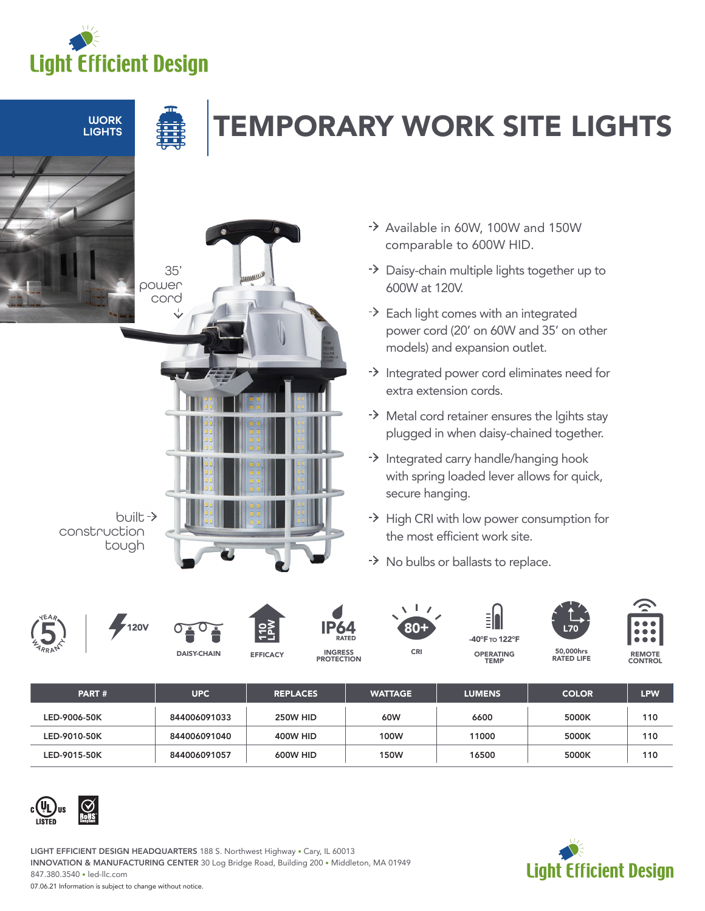Light Efficient Design

WORK LIGHTS

# TEMPORARY WORK SITE LIGHTS

35' power cord

built construction tough

- Available in 60W, 100W and 150W comparable to 600W HID.
- Daisy-chain multiple lights together up to 600W at 120V.
- Each light comes with an integrated power cord (20' on 60W and 35' on other models) and expansion outlet.
- Integrated power cord eliminates need for extra extension cords.
- Metal cord retainer ensures the lgihts stay plugged in when daisy-chained together.
- Integrated carry handle/hanging hook with spring loaded lever allows for quick, secure hanging.
- High CRI with low power consumption for the most efficient work site.
- No bulbs or ballasts to replace.

5 YEAR WARRANTY | 120V | DAISY-CHAIN | 110 LPW EFFICACY | IP64 RATED INGRESS PROTECTION | 80+ CRI | -40°F TO 122°F OPERATING TEMP | L70 50,000hrs RATED LIFE | REMOTE CONTROL

| PART # | UPC | REPLACES | WATTAGE | LUMENS | COLOR | LPW |
|---|---|---|---|---|---|---|
| LED-9006-50K | 844006091033 | 250W HID | 60W | 6600 | 5000K | 110 |
| LED-9010-50K | 844006091040 | 400W HID | 100W | 11000 | 5000K | 110 |
| LED-9015-50K | 844006091057 | 600W HID | 150W | 16500 | 5000K | 110 |

c UL us LISTED

RoHS Compliant

**LIGHT EFFICIENT DESIGN HEADQUARTERS** 188 S. Northwest Highway • Cary, IL 60013
**INNOVATION & MANUFACTURING CENTER** 30 Log Bridge Road, Building 200 • Middleton, MA 01949
847.380.3540 • led-llc.com
07.06.21 Information is subject to change without notice.

Light Efficient Design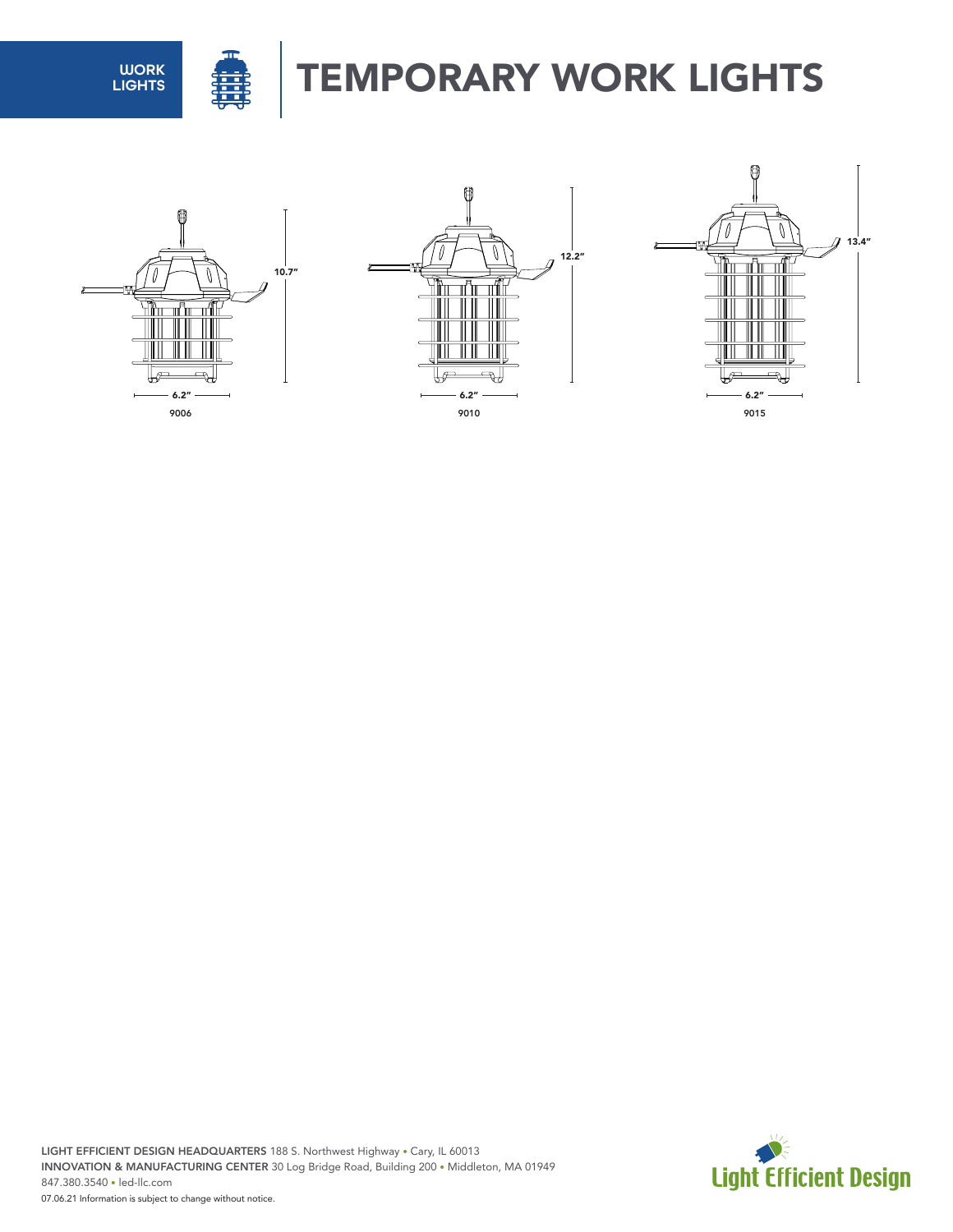WORK LIGHTS

# TEMPORARY WORK LIGHTS

10.7"

6.2"

9006

12.2"

6.2"

9010

13.4"

6.2"

9015

**LIGHT EFFICIENT DESIGN HEADQUARTERS** 188 S. Northwest Highway • Cary, IL 60013
**INNOVATION & MANUFACTURING CENTER** 30 Log Bridge Road, Building 200 • Middleton, MA 01949
847.380.3540 • led-llc.com
07.06.21 Information is subject to change without notice.

Light Efficient Design